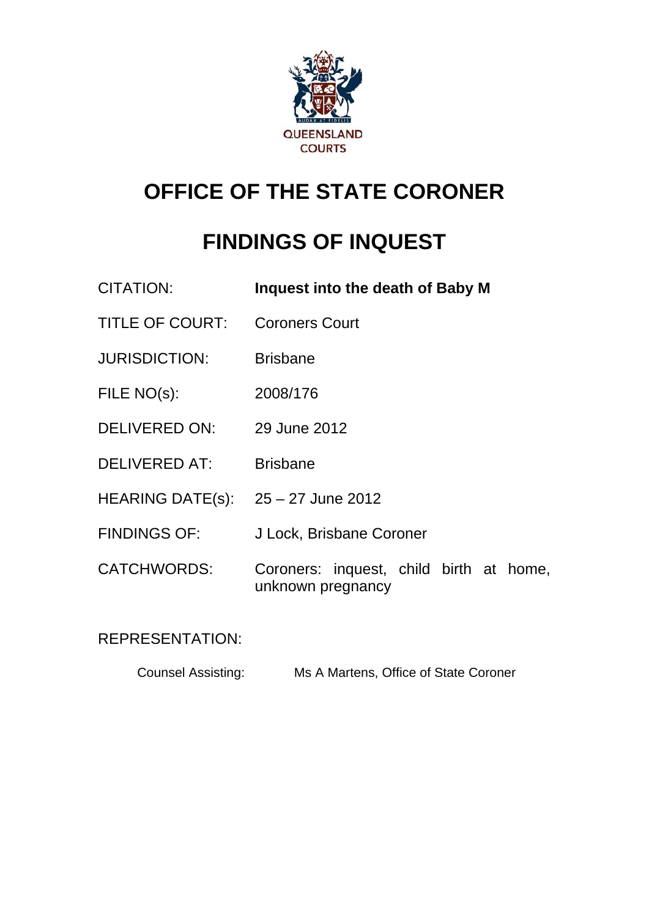QUEENSLAND COURTS

# OFFICE OF THE STATE CORONER

# FINDINGS OF INQUEST

| | |
|---|---|
| CITATION: | **Inquest into the death of Baby M** |
| TITLE OF COURT: | Coroners Court |
| JURISDICTION: | Brisbane |
| FILE NO(s): | 2008/176 |
| DELIVERED ON: | 29 June 2012 |
| DELIVERED AT: | Brisbane |
| HEARING DATE(s): | 25 – 27 June 2012 |
| FINDINGS OF: | J Lock, Brisbane Coroner |
| CATCHWORDS: | Coroners: inquest, child birth at home, unknown pregnancy |

REPRESENTATION:

Counsel Assisting: Ms A Martens, Office of State Coroner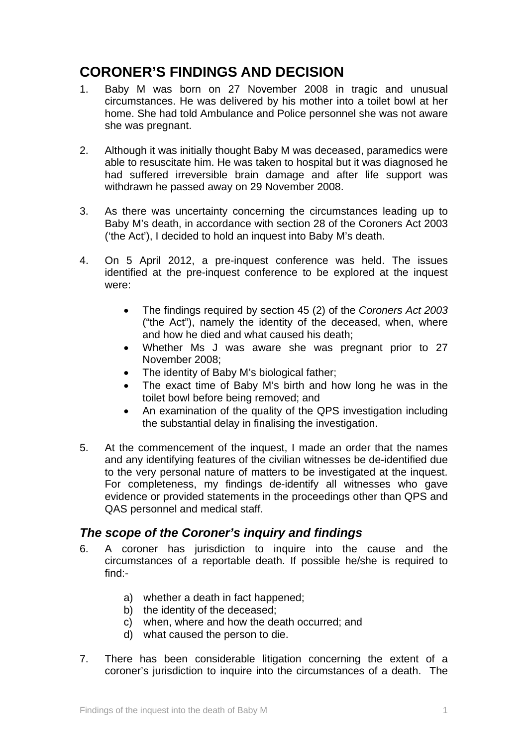# CORONER'S FINDINGS AND DECISION

1. Baby M was born on 27 November 2008 in tragic and unusual circumstances. He was delivered by his mother into a toilet bowl at her home. She had told Ambulance and Police personnel she was not aware she was pregnant.

2. Although it was initially thought Baby M was deceased, paramedics were able to resuscitate him. He was taken to hospital but it was diagnosed he had suffered irreversible brain damage and after life support was withdrawn he passed away on 29 November 2008.

3. As there was uncertainty concerning the circumstances leading up to Baby M's death, in accordance with section 28 of the Coroners Act 2003 ('the Act'), I decided to hold an inquest into Baby M's death.

4. On 5 April 2012, a pre-inquest conference was held. The issues identified at the pre-inquest conference to be explored at the inquest were:

   - The findings required by section 45 (2) of the *Coroners Act 2003* ("the Act"), namely the identity of the deceased, when, where and how he died and what caused his death;
   - Whether Ms J was aware she was pregnant prior to 27 November 2008;
   - The identity of Baby M's biological father;
   - The exact time of Baby M's birth and how long he was in the toilet bowl before being removed; and
   - An examination of the quality of the QPS investigation including the substantial delay in finalising the investigation.

5. At the commencement of the inquest, I made an order that the names and any identifying features of the civilian witnesses be de-identified due to the very personal nature of matters to be investigated at the inquest. For completeness, my findings de-identify all witnesses who gave evidence or provided statements in the proceedings other than QPS and QAS personnel and medical staff.

## *The scope of the Coroner's inquiry and findings*

6. A coroner has jurisdiction to inquire into the cause and the circumstances of a reportable death. If possible he/she is required to find:-

   a) whether a death in fact happened;
   b) the identity of the deceased;
   c) when, where and how the death occurred; and
   d) what caused the person to die.

7. There has been considerable litigation concerning the extent of a coroner's jurisdiction to inquire into the circumstances of a death. The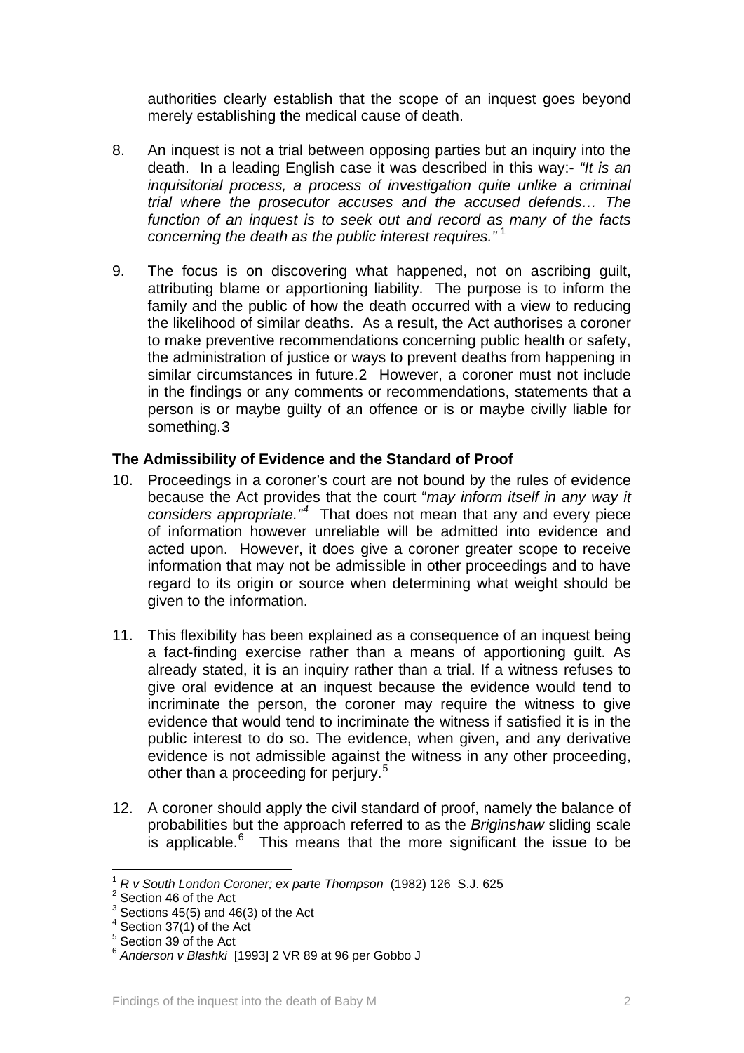authorities clearly establish that the scope of an inquest goes beyond merely establishing the medical cause of death.

8. An inquest is not a trial between opposing parties but an inquiry into the death. In a leading English case it was described in this way:- *"It is an inquisitorial process, a process of investigation quite unlike a criminal trial where the prosecutor accuses and the accused defends… The function of an inquest is to seek out and record as many of the facts concerning the death as the public interest requires."* [1]

9. The focus is on discovering what happened, not on ascribing guilt, attributing blame or apportioning liability. The purpose is to inform the family and the public of how the death occurred with a view to reducing the likelihood of similar deaths. As a result, the Act authorises a coroner to make preventive recommendations concerning public health or safety, the administration of justice or ways to prevent deaths from happening in similar circumstances in future.2 However, a coroner must not include in the findings or any comments or recommendations, statements that a person is or maybe guilty of an offence or is or maybe civilly liable for something.3

### The Admissibility of Evidence and the Standard of Proof

10. Proceedings in a coroner's court are not bound by the rules of evidence because the Act provides that the court "*may inform itself in any way it considers appropriate."*[4] That does not mean that any and every piece of information however unreliable will be admitted into evidence and acted upon. However, it does give a coroner greater scope to receive information that may not be admissible in other proceedings and to have regard to its origin or source when determining what weight should be given to the information.

11. This flexibility has been explained as a consequence of an inquest being a fact-finding exercise rather than a means of apportioning guilt. As already stated, it is an inquiry rather than a trial. If a witness refuses to give oral evidence at an inquest because the evidence would tend to incriminate the person, the coroner may require the witness to give evidence that would tend to incriminate the witness if satisfied it is in the public interest to do so. The evidence, when given, and any derivative evidence is not admissible against the witness in any other proceeding, other than a proceeding for perjury.[5]

12. A coroner should apply the civil standard of proof, namely the balance of probabilities but the approach referred to as the *Briginshaw* sliding scale is applicable.[6] This means that the more significant the issue to be

---

[1] *R v South London Coroner; ex parte Thompson* (1982) 126 S.J. 625

[2] Section 46 of the Act

[3] Sections 45(5) and 46(3) of the Act

[4] Section 37(1) of the Act

[5] Section 39 of the Act

[6] *Anderson v Blashki* [1993] 2 VR 89 at 96 per Gobbo J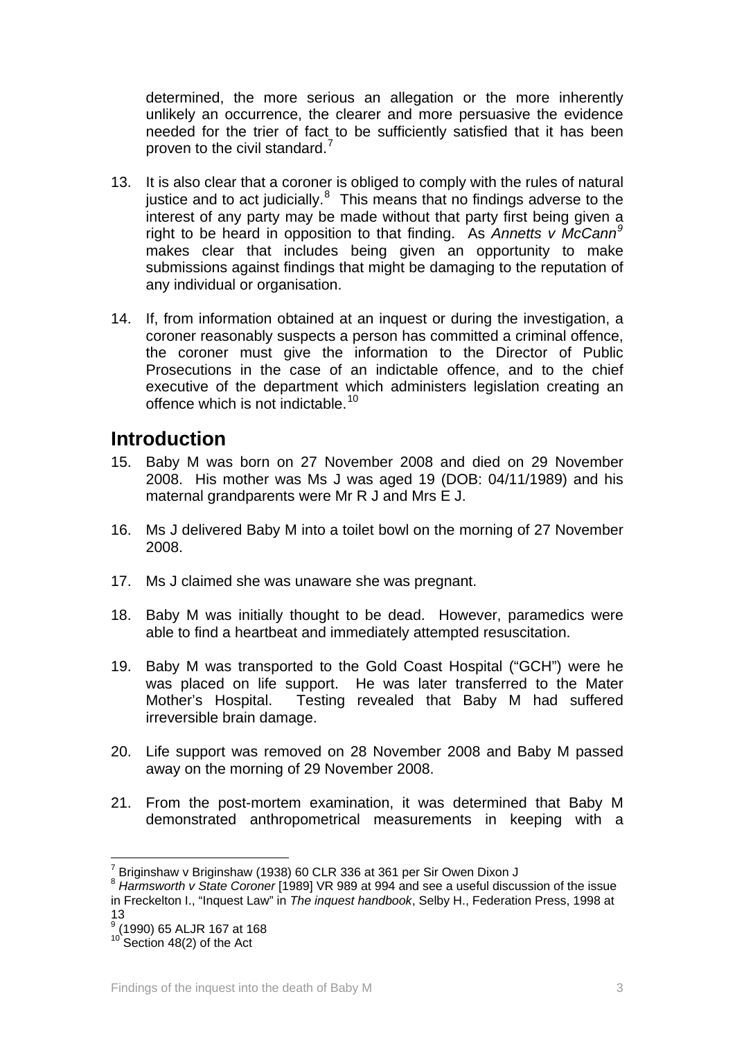determined, the more serious an allegation or the more inherently unlikely an occurrence, the clearer and more persuasive the evidence needed for the trier of fact to be sufficiently satisfied that it has been proven to the civil standard.[7]

13. It is also clear that a coroner is obliged to comply with the rules of natural justice and to act judicially.[8] This means that no findings adverse to the interest of any party may be made without that party first being given a right to be heard in opposition to that finding. As *Annetts v McCann*[9] makes clear that includes being given an opportunity to make submissions against findings that might be damaging to the reputation of any individual or organisation.

14. If, from information obtained at an inquest or during the investigation, a coroner reasonably suspects a person has committed a criminal offence, the coroner must give the information to the Director of Public Prosecutions in the case of an indictable offence, and to the chief executive of the department which administers legislation creating an offence which is not indictable.[10]

## Introduction

15. Baby M was born on 27 November 2008 and died on 29 November 2008. His mother was Ms J was aged 19 (DOB: 04/11/1989) and his maternal grandparents were Mr R J and Mrs E J.

16. Ms J delivered Baby M into a toilet bowl on the morning of 27 November 2008.

17. Ms J claimed she was unaware she was pregnant.

18. Baby M was initially thought to be dead. However, paramedics were able to find a heartbeat and immediately attempted resuscitation.

19. Baby M was transported to the Gold Coast Hospital ("GCH") were he was placed on life support. He was later transferred to the Mater Mother's Hospital. Testing revealed that Baby M had suffered irreversible brain damage.

20. Life support was removed on 28 November 2008 and Baby M passed away on the morning of 29 November 2008.

21. From the post-mortem examination, it was determined that Baby M demonstrated anthropometrical measurements in keeping with a

---

[7] Briginshaw v Briginshaw (1938) 60 CLR 336 at 361 per Sir Owen Dixon J

[8] *Harmsworth v State Coroner* [1989] VR 989 at 994 and see a useful discussion of the issue in Freckelton I., "Inquest Law" in *The inquest handbook*, Selby H., Federation Press, 1998 at 13

[9] (1990) 65 ALJR 167 at 168

[10] Section 48(2) of the Act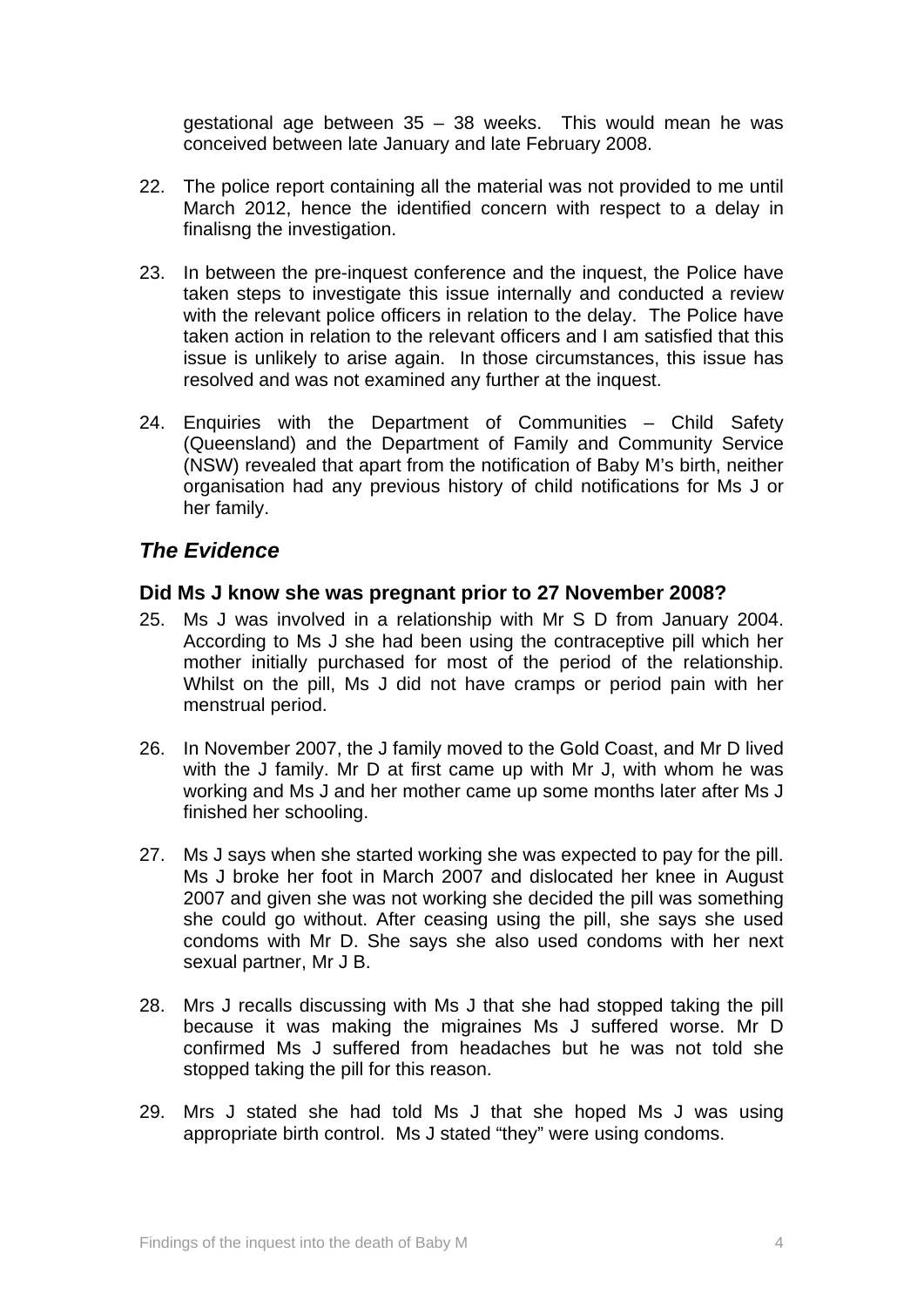gestational age between 35 – 38 weeks. This would mean he was conceived between late January and late February 2008.

22. The police report containing all the material was not provided to me until March 2012, hence the identified concern with respect to a delay in finalisng the investigation.

23. In between the pre-inquest conference and the inquest, the Police have taken steps to investigate this issue internally and conducted a review with the relevant police officers in relation to the delay. The Police have taken action in relation to the relevant officers and I am satisfied that this issue is unlikely to arise again. In those circumstances, this issue has resolved and was not examined any further at the inquest.

24. Enquiries with the Department of Communities – Child Safety (Queensland) and the Department of Family and Community Service (NSW) revealed that apart from the notification of Baby M's birth, neither organisation had any previous history of child notifications for Ms J or her family.

## *The Evidence*

### Did Ms J know she was pregnant prior to 27 November 2008?

25. Ms J was involved in a relationship with Mr S D from January 2004. According to Ms J she had been using the contraceptive pill which her mother initially purchased for most of the period of the relationship. Whilst on the pill, Ms J did not have cramps or period pain with her menstrual period.

26. In November 2007, the J family moved to the Gold Coast, and Mr D lived with the J family. Mr D at first came up with Mr J, with whom he was working and Ms J and her mother came up some months later after Ms J finished her schooling.

27. Ms J says when she started working she was expected to pay for the pill. Ms J broke her foot in March 2007 and dislocated her knee in August 2007 and given she was not working she decided the pill was something she could go without. After ceasing using the pill, she says she used condoms with Mr D. She says she also used condoms with her next sexual partner, Mr J B.

28. Mrs J recalls discussing with Ms J that she had stopped taking the pill because it was making the migraines Ms J suffered worse. Mr D confirmed Ms J suffered from headaches but he was not told she stopped taking the pill for this reason.

29. Mrs J stated she had told Ms J that she hoped Ms J was using appropriate birth control. Ms J stated "they" were using condoms.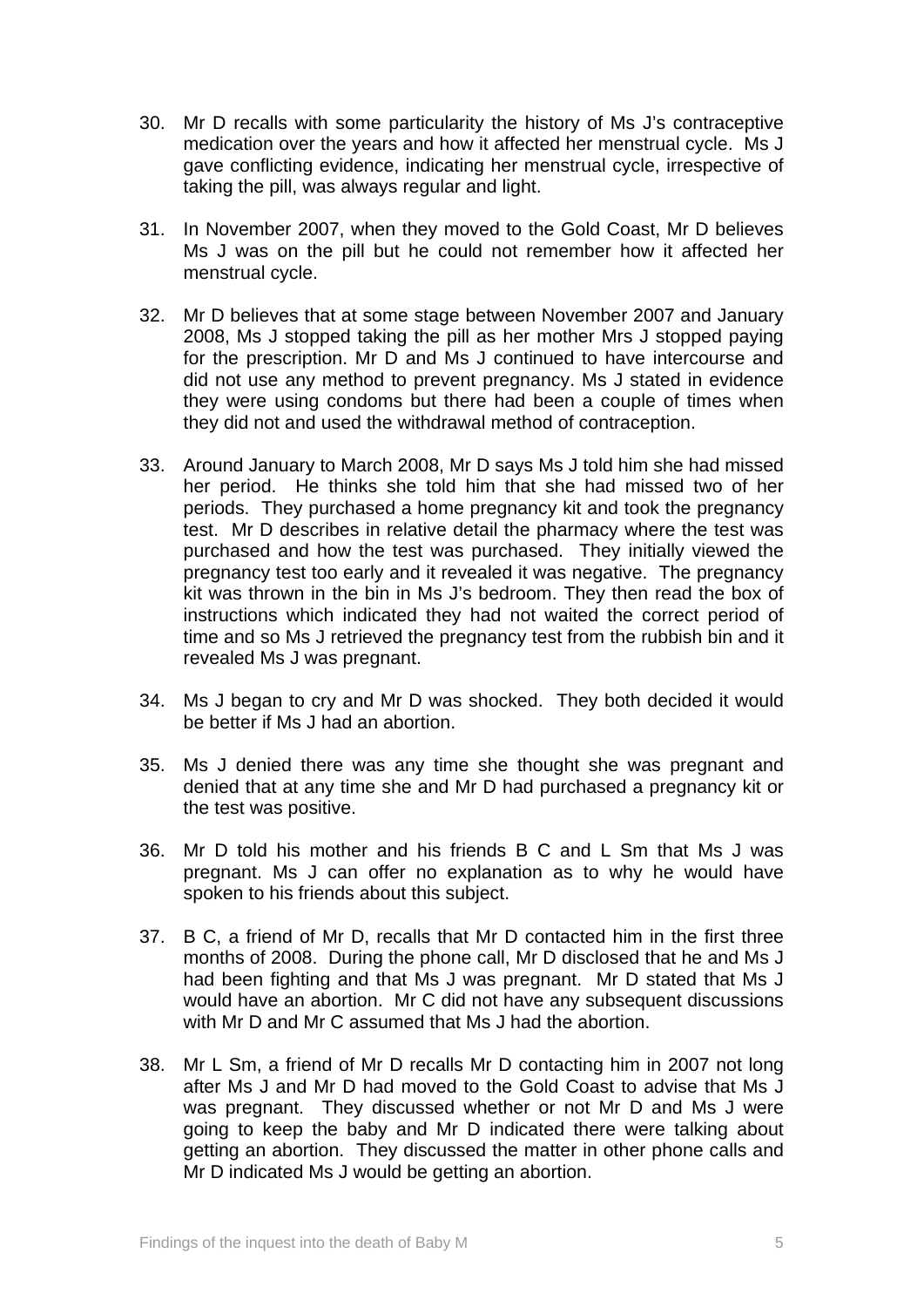30. Mr D recalls with some particularity the history of Ms J's contraceptive medication over the years and how it affected her menstrual cycle. Ms J gave conflicting evidence, indicating her menstrual cycle, irrespective of taking the pill, was always regular and light.

31. In November 2007, when they moved to the Gold Coast, Mr D believes Ms J was on the pill but he could not remember how it affected her menstrual cycle.

32. Mr D believes that at some stage between November 2007 and January 2008, Ms J stopped taking the pill as her mother Mrs J stopped paying for the prescription. Mr D and Ms J continued to have intercourse and did not use any method to prevent pregnancy. Ms J stated in evidence they were using condoms but there had been a couple of times when they did not and used the withdrawal method of contraception.

33. Around January to March 2008, Mr D says Ms J told him she had missed her period. He thinks she told him that she had missed two of her periods. They purchased a home pregnancy kit and took the pregnancy test. Mr D describes in relative detail the pharmacy where the test was purchased and how the test was purchased. They initially viewed the pregnancy test too early and it revealed it was negative. The pregnancy kit was thrown in the bin in Ms J's bedroom. They then read the box of instructions which indicated they had not waited the correct period of time and so Ms J retrieved the pregnancy test from the rubbish bin and it revealed Ms J was pregnant.

34. Ms J began to cry and Mr D was shocked. They both decided it would be better if Ms J had an abortion.

35. Ms J denied there was any time she thought she was pregnant and denied that at any time she and Mr D had purchased a pregnancy kit or the test was positive.

36. Mr D told his mother and his friends B C and L Sm that Ms J was pregnant. Ms J can offer no explanation as to why he would have spoken to his friends about this subject.

37. B C, a friend of Mr D, recalls that Mr D contacted him in the first three months of 2008. During the phone call, Mr D disclosed that he and Ms J had been fighting and that Ms J was pregnant. Mr D stated that Ms J would have an abortion. Mr C did not have any subsequent discussions with Mr D and Mr C assumed that Ms J had the abortion.

38. Mr L Sm, a friend of Mr D recalls Mr D contacting him in 2007 not long after Ms J and Mr D had moved to the Gold Coast to advise that Ms J was pregnant. They discussed whether or not Mr D and Ms J were going to keep the baby and Mr D indicated there were talking about getting an abortion. They discussed the matter in other phone calls and Mr D indicated Ms J would be getting an abortion.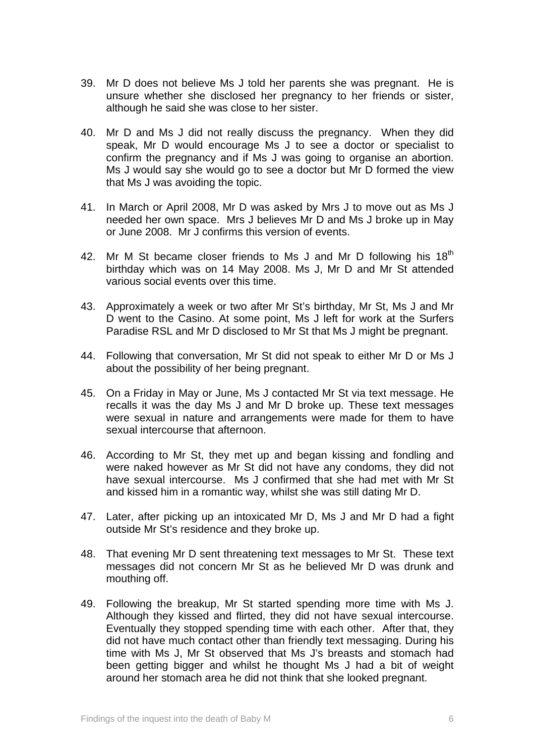39. Mr D does not believe Ms J told her parents she was pregnant. He is unsure whether she disclosed her pregnancy to her friends or sister, although he said she was close to her sister.

40. Mr D and Ms J did not really discuss the pregnancy. When they did speak, Mr D would encourage Ms J to see a doctor or specialist to confirm the pregnancy and if Ms J was going to organise an abortion. Ms J would say she would go to see a doctor but Mr D formed the view that Ms J was avoiding the topic.

41. In March or April 2008, Mr D was asked by Mrs J to move out as Ms J needed her own space. Mrs J believes Mr D and Ms J broke up in May or June 2008. Mr J confirms this version of events.

42. Mr M St became closer friends to Ms J and Mr D following his 18th birthday which was on 14 May 2008. Ms J, Mr D and Mr St attended various social events over this time.

43. Approximately a week or two after Mr St's birthday, Mr St, Ms J and Mr D went to the Casino. At some point, Ms J left for work at the Surfers Paradise RSL and Mr D disclosed to Mr St that Ms J might be pregnant.

44. Following that conversation, Mr St did not speak to either Mr D or Ms J about the possibility of her being pregnant.

45. On a Friday in May or June, Ms J contacted Mr St via text message. He recalls it was the day Ms J and Mr D broke up. These text messages were sexual in nature and arrangements were made for them to have sexual intercourse that afternoon.

46. According to Mr St, they met up and began kissing and fondling and were naked however as Mr St did not have any condoms, they did not have sexual intercourse. Ms J confirmed that she had met with Mr St and kissed him in a romantic way, whilst she was still dating Mr D.

47. Later, after picking up an intoxicated Mr D, Ms J and Mr D had a fight outside Mr St's residence and they broke up.

48. That evening Mr D sent threatening text messages to Mr St. These text messages did not concern Mr St as he believed Mr D was drunk and mouthing off.

49. Following the breakup, Mr St started spending more time with Ms J. Although they kissed and flirted, they did not have sexual intercourse. Eventually they stopped spending time with each other. After that, they did not have much contact other than friendly text messaging. During his time with Ms J, Mr St observed that Ms J's breasts and stomach had been getting bigger and whilst he thought Ms J had a bit of weight around her stomach area he did not think that she looked pregnant.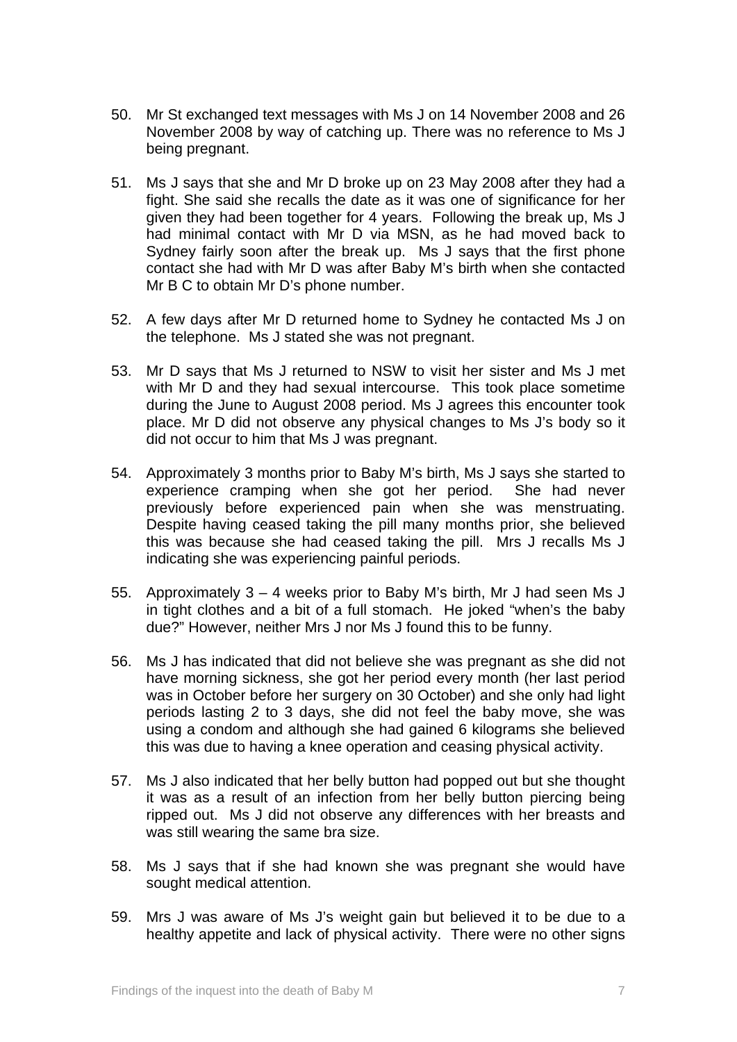50. Mr St exchanged text messages with Ms J on 14 November 2008 and 26 November 2008 by way of catching up. There was no reference to Ms J being pregnant.

51. Ms J says that she and Mr D broke up on 23 May 2008 after they had a fight. She said she recalls the date as it was one of significance for her given they had been together for 4 years. Following the break up, Ms J had minimal contact with Mr D via MSN, as he had moved back to Sydney fairly soon after the break up. Ms J says that the first phone contact she had with Mr D was after Baby M's birth when she contacted Mr B C to obtain Mr D's phone number.

52. A few days after Mr D returned home to Sydney he contacted Ms J on the telephone. Ms J stated she was not pregnant.

53. Mr D says that Ms J returned to NSW to visit her sister and Ms J met with Mr D and they had sexual intercourse. This took place sometime during the June to August 2008 period. Ms J agrees this encounter took place. Mr D did not observe any physical changes to Ms J's body so it did not occur to him that Ms J was pregnant.

54. Approximately 3 months prior to Baby M's birth, Ms J says she started to experience cramping when she got her period. She had never previously before experienced pain when she was menstruating. Despite having ceased taking the pill many months prior, she believed this was because she had ceased taking the pill. Mrs J recalls Ms J indicating she was experiencing painful periods.

55. Approximately 3 – 4 weeks prior to Baby M's birth, Mr J had seen Ms J in tight clothes and a bit of a full stomach. He joked "when's the baby due?" However, neither Mrs J nor Ms J found this to be funny.

56. Ms J has indicated that did not believe she was pregnant as she did not have morning sickness, she got her period every month (her last period was in October before her surgery on 30 October) and she only had light periods lasting 2 to 3 days, she did not feel the baby move, she was using a condom and although she had gained 6 kilograms she believed this was due to having a knee operation and ceasing physical activity.

57. Ms J also indicated that her belly button had popped out but she thought it was as a result of an infection from her belly button piercing being ripped out. Ms J did not observe any differences with her breasts and was still wearing the same bra size.

58. Ms J says that if she had known she was pregnant she would have sought medical attention.

59. Mrs J was aware of Ms J's weight gain but believed it to be due to a healthy appetite and lack of physical activity. There were no other signs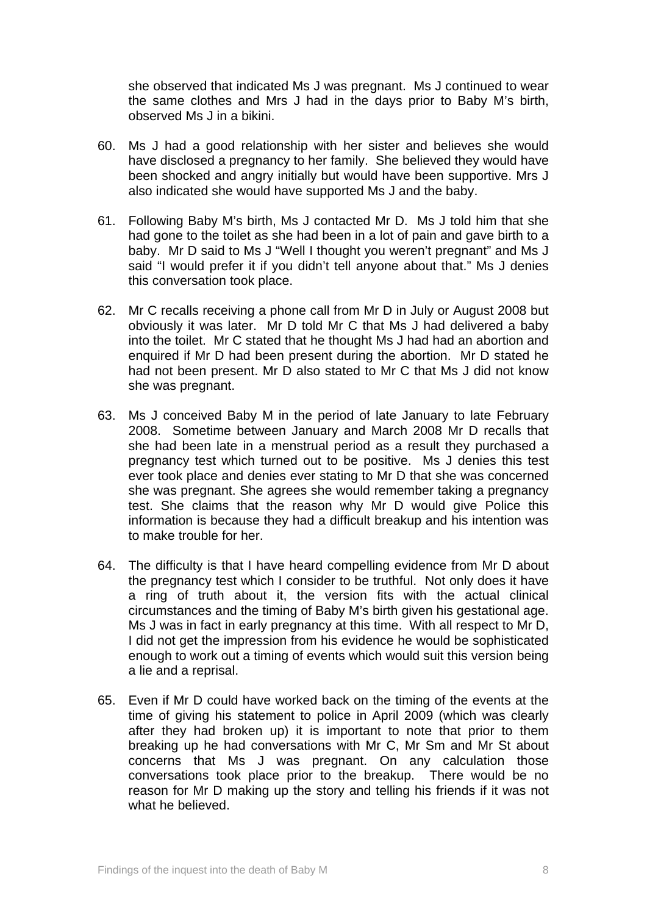she observed that indicated Ms J was pregnant. Ms J continued to wear the same clothes and Mrs J had in the days prior to Baby M's birth, observed Ms J in a bikini.

60. Ms J had a good relationship with her sister and believes she would have disclosed a pregnancy to her family. She believed they would have been shocked and angry initially but would have been supportive. Mrs J also indicated she would have supported Ms J and the baby.

61. Following Baby M's birth, Ms J contacted Mr D. Ms J told him that she had gone to the toilet as she had been in a lot of pain and gave birth to a baby. Mr D said to Ms J "Well I thought you weren't pregnant" and Ms J said "I would prefer it if you didn't tell anyone about that." Ms J denies this conversation took place.

62. Mr C recalls receiving a phone call from Mr D in July or August 2008 but obviously it was later. Mr D told Mr C that Ms J had delivered a baby into the toilet. Mr C stated that he thought Ms J had had an abortion and enquired if Mr D had been present during the abortion. Mr D stated he had not been present. Mr D also stated to Mr C that Ms J did not know she was pregnant.

63. Ms J conceived Baby M in the period of late January to late February 2008. Sometime between January and March 2008 Mr D recalls that she had been late in a menstrual period as a result they purchased a pregnancy test which turned out to be positive. Ms J denies this test ever took place and denies ever stating to Mr D that she was concerned she was pregnant. She agrees she would remember taking a pregnancy test. She claims that the reason why Mr D would give Police this information is because they had a difficult breakup and his intention was to make trouble for her.

64. The difficulty is that I have heard compelling evidence from Mr D about the pregnancy test which I consider to be truthful. Not only does it have a ring of truth about it, the version fits with the actual clinical circumstances and the timing of Baby M's birth given his gestational age. Ms J was in fact in early pregnancy at this time. With all respect to Mr D, I did not get the impression from his evidence he would be sophisticated enough to work out a timing of events which would suit this version being a lie and a reprisal.

65. Even if Mr D could have worked back on the timing of the events at the time of giving his statement to police in April 2009 (which was clearly after they had broken up) it is important to note that prior to them breaking up he had conversations with Mr C, Mr Sm and Mr St about concerns that Ms J was pregnant. On any calculation those conversations took place prior to the breakup. There would be no reason for Mr D making up the story and telling his friends if it was not what he believed.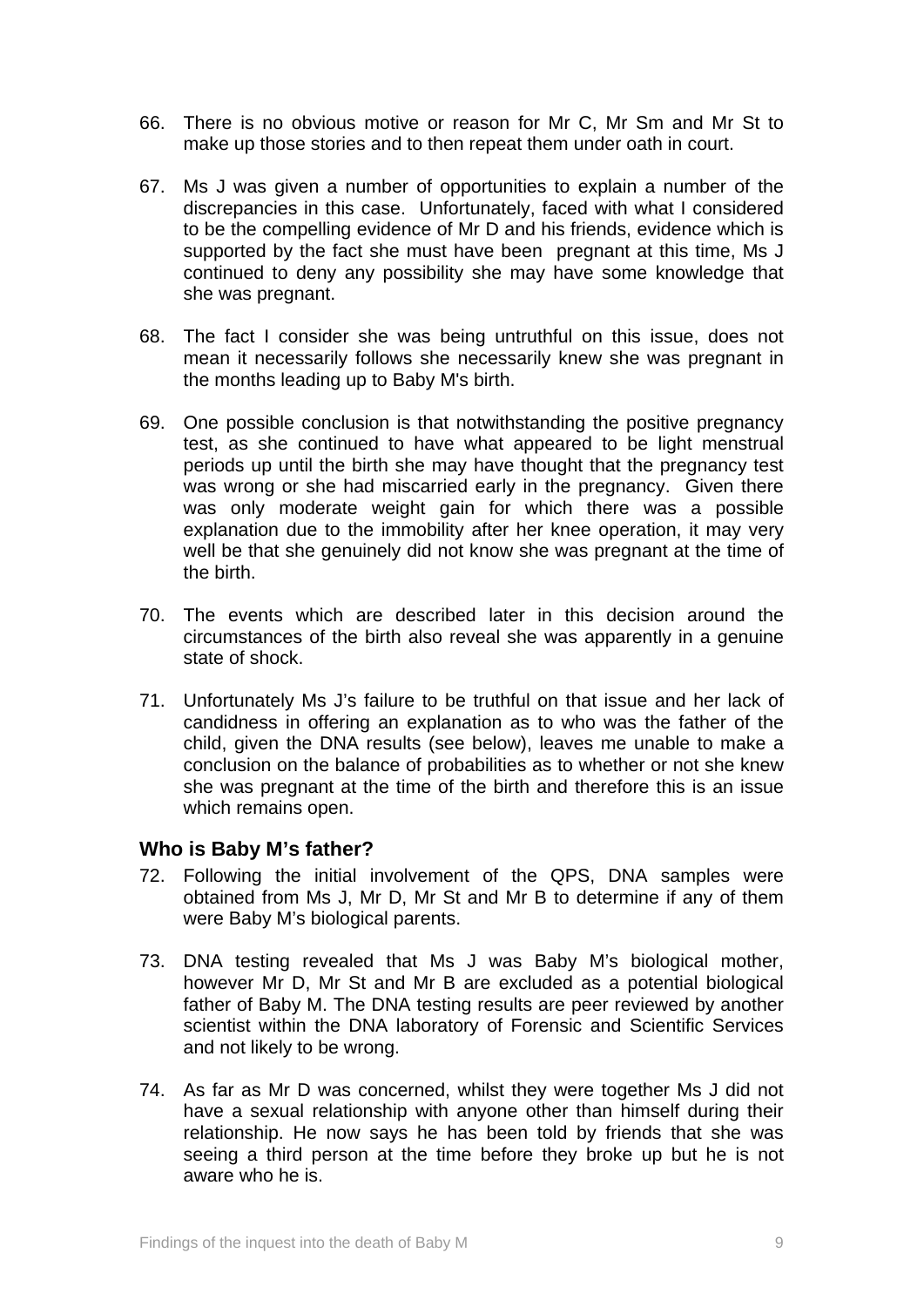66. There is no obvious motive or reason for Mr C, Mr Sm and Mr St to make up those stories and to then repeat them under oath in court.

67. Ms J was given a number of opportunities to explain a number of the discrepancies in this case. Unfortunately, faced with what I considered to be the compelling evidence of Mr D and his friends, evidence which is supported by the fact she must have been pregnant at this time, Ms J continued to deny any possibility she may have some knowledge that she was pregnant.

68. The fact I consider she was being untruthful on this issue, does not mean it necessarily follows she necessarily knew she was pregnant in the months leading up to Baby M's birth.

69. One possible conclusion is that notwithstanding the positive pregnancy test, as she continued to have what appeared to be light menstrual periods up until the birth she may have thought that the pregnancy test was wrong or she had miscarried early in the pregnancy. Given there was only moderate weight gain for which there was a possible explanation due to the immobility after her knee operation, it may very well be that she genuinely did not know she was pregnant at the time of the birth.

70. The events which are described later in this decision around the circumstances of the birth also reveal she was apparently in a genuine state of shock.

71. Unfortunately Ms J's failure to be truthful on that issue and her lack of candidness in offering an explanation as to who was the father of the child, given the DNA results (see below), leaves me unable to make a conclusion on the balance of probabilities as to whether or not she knew she was pregnant at the time of the birth and therefore this is an issue which remains open.

### Who is Baby M's father?

72. Following the initial involvement of the QPS, DNA samples were obtained from Ms J, Mr D, Mr St and Mr B to determine if any of them were Baby M's biological parents.

73. DNA testing revealed that Ms J was Baby M's biological mother, however Mr D, Mr St and Mr B are excluded as a potential biological father of Baby M. The DNA testing results are peer reviewed by another scientist within the DNA laboratory of Forensic and Scientific Services and not likely to be wrong.

74. As far as Mr D was concerned, whilst they were together Ms J did not have a sexual relationship with anyone other than himself during their relationship. He now says he has been told by friends that she was seeing a third person at the time before they broke up but he is not aware who he is.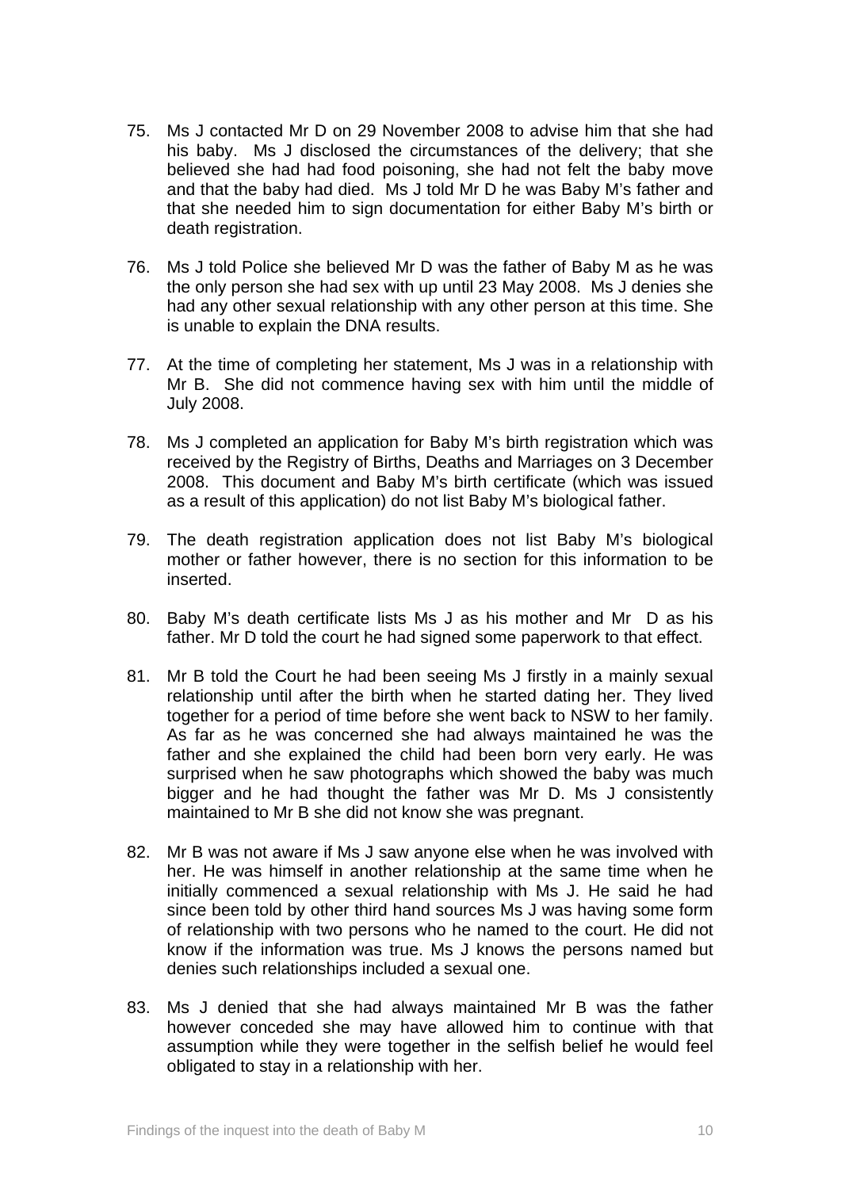75. Ms J contacted Mr D on 29 November 2008 to advise him that she had his baby. Ms J disclosed the circumstances of the delivery; that she believed she had had food poisoning, she had not felt the baby move and that the baby had died. Ms J told Mr D he was Baby M's father and that she needed him to sign documentation for either Baby M's birth or death registration.

76. Ms J told Police she believed Mr D was the father of Baby M as he was the only person she had sex with up until 23 May 2008. Ms J denies she had any other sexual relationship with any other person at this time. She is unable to explain the DNA results.

77. At the time of completing her statement, Ms J was in a relationship with Mr B. She did not commence having sex with him until the middle of July 2008.

78. Ms J completed an application for Baby M's birth registration which was received by the Registry of Births, Deaths and Marriages on 3 December 2008. This document and Baby M's birth certificate (which was issued as a result of this application) do not list Baby M's biological father.

79. The death registration application does not list Baby M's biological mother or father however, there is no section for this information to be inserted.

80. Baby M's death certificate lists Ms J as his mother and Mr D as his father. Mr D told the court he had signed some paperwork to that effect.

81. Mr B told the Court he had been seeing Ms J firstly in a mainly sexual relationship until after the birth when he started dating her. They lived together for a period of time before she went back to NSW to her family. As far as he was concerned she had always maintained he was the father and she explained the child had been born very early. He was surprised when he saw photographs which showed the baby was much bigger and he had thought the father was Mr D. Ms J consistently maintained to Mr B she did not know she was pregnant.

82. Mr B was not aware if Ms J saw anyone else when he was involved with her. He was himself in another relationship at the same time when he initially commenced a sexual relationship with Ms J. He said he had since been told by other third hand sources Ms J was having some form of relationship with two persons who he named to the court. He did not know if the information was true. Ms J knows the persons named but denies such relationships included a sexual one.

83. Ms J denied that she had always maintained Mr B was the father however conceded she may have allowed him to continue with that assumption while they were together in the selfish belief he would feel obligated to stay in a relationship with her.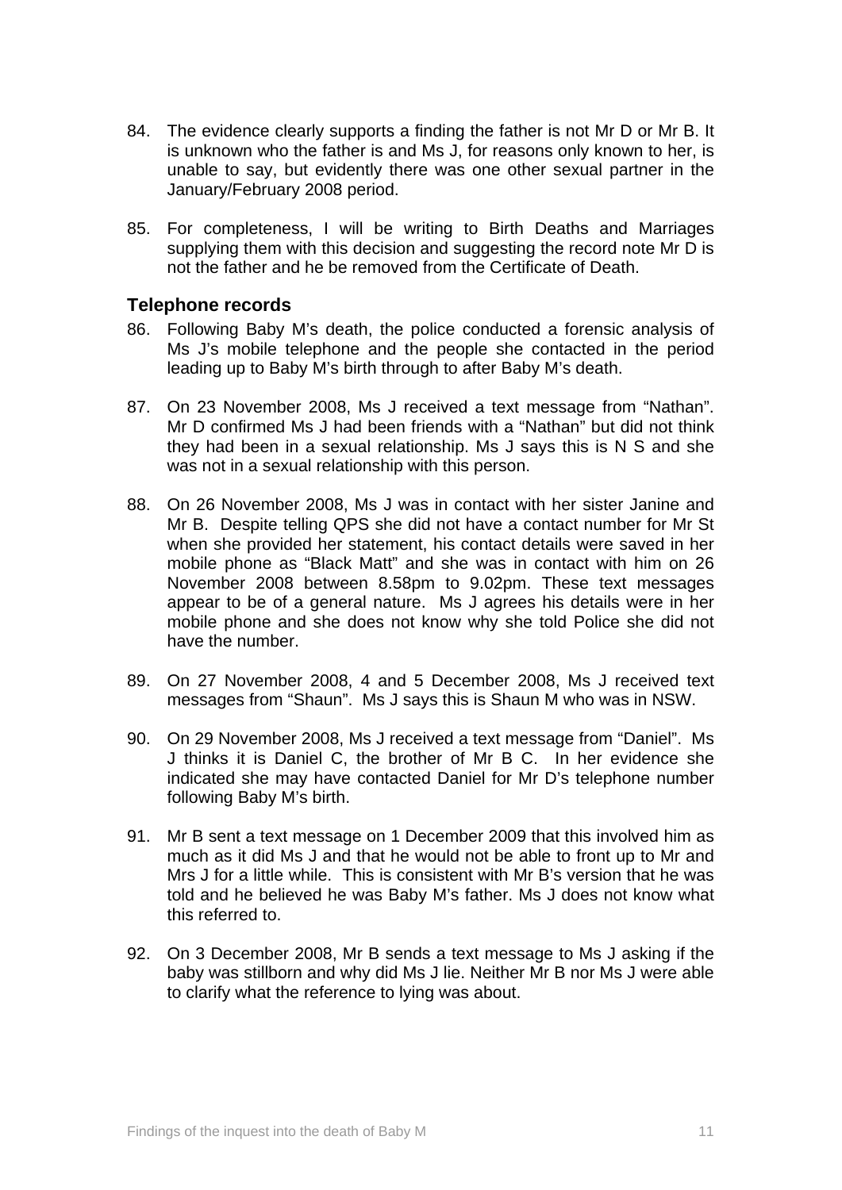84. The evidence clearly supports a finding the father is not Mr D or Mr B. It is unknown who the father is and Ms J, for reasons only known to her, is unable to say, but evidently there was one other sexual partner in the January/February 2008 period.

85. For completeness, I will be writing to Birth Deaths and Marriages supplying them with this decision and suggesting the record note Mr D is not the father and he be removed from the Certificate of Death.

### Telephone records

86. Following Baby M's death, the police conducted a forensic analysis of Ms J's mobile telephone and the people she contacted in the period leading up to Baby M's birth through to after Baby M's death.

87. On 23 November 2008, Ms J received a text message from "Nathan". Mr D confirmed Ms J had been friends with a "Nathan" but did not think they had been in a sexual relationship. Ms J says this is N S and she was not in a sexual relationship with this person.

88. On 26 November 2008, Ms J was in contact with her sister Janine and Mr B. Despite telling QPS she did not have a contact number for Mr St when she provided her statement, his contact details were saved in her mobile phone as "Black Matt" and she was in contact with him on 26 November 2008 between 8.58pm to 9.02pm. These text messages appear to be of a general nature. Ms J agrees his details were in her mobile phone and she does not know why she told Police she did not have the number.

89. On 27 November 2008, 4 and 5 December 2008, Ms J received text messages from "Shaun". Ms J says this is Shaun M who was in NSW.

90. On 29 November 2008, Ms J received a text message from "Daniel". Ms J thinks it is Daniel C, the brother of Mr B C. In her evidence she indicated she may have contacted Daniel for Mr D's telephone number following Baby M's birth.

91. Mr B sent a text message on 1 December 2009 that this involved him as much as it did Ms J and that he would not be able to front up to Mr and Mrs J for a little while. This is consistent with Mr B's version that he was told and he believed he was Baby M's father. Ms J does not know what this referred to.

92. On 3 December 2008, Mr B sends a text message to Ms J asking if the baby was stillborn and why did Ms J lie. Neither Mr B nor Ms J were able to clarify what the reference to lying was about.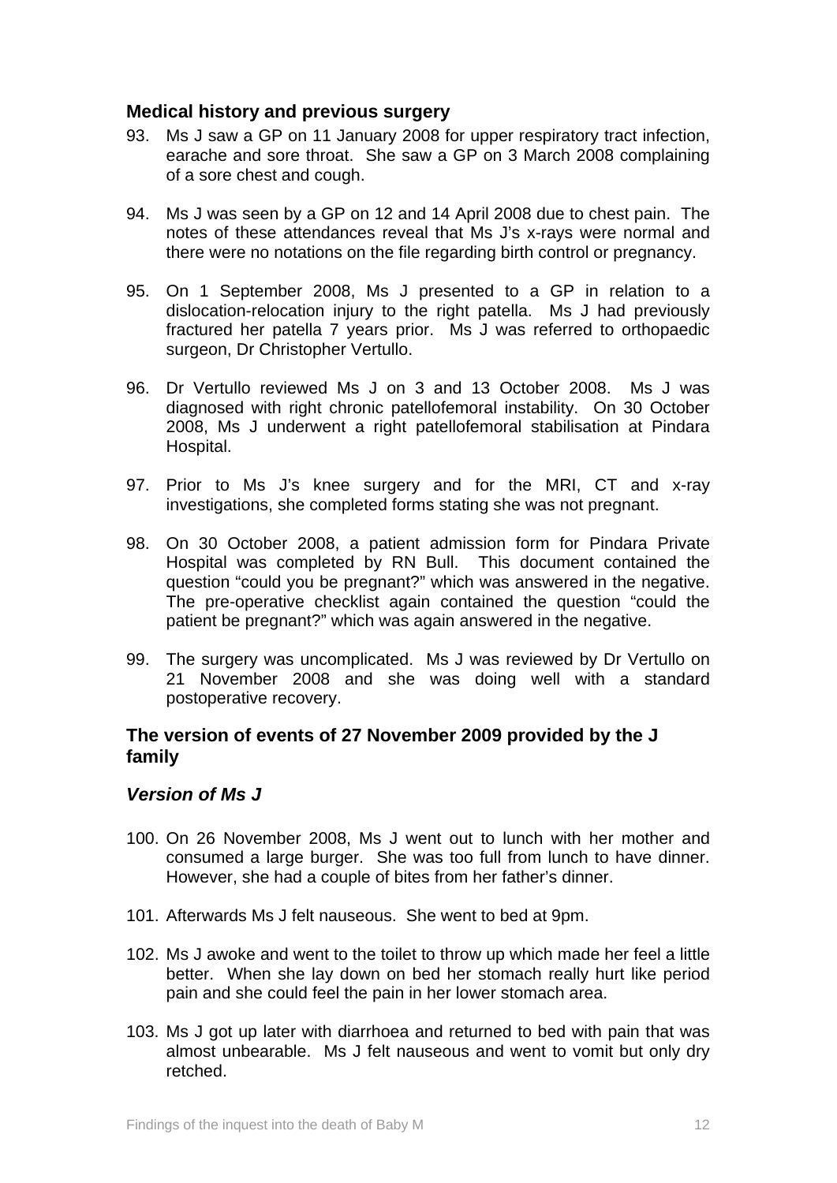## Medical history and previous surgery

93. Ms J saw a GP on 11 January 2008 for upper respiratory tract infection, earache and sore throat. She saw a GP on 3 March 2008 complaining of a sore chest and cough.

94. Ms J was seen by a GP on 12 and 14 April 2008 due to chest pain. The notes of these attendances reveal that Ms J's x-rays were normal and there were no notations on the file regarding birth control or pregnancy.

95. On 1 September 2008, Ms J presented to a GP in relation to a dislocation-relocation injury to the right patella. Ms J had previously fractured her patella 7 years prior. Ms J was referred to orthopaedic surgeon, Dr Christopher Vertullo.

96. Dr Vertullo reviewed Ms J on 3 and 13 October 2008. Ms J was diagnosed with right chronic patellofemoral instability. On 30 October 2008, Ms J underwent a right patellofemoral stabilisation at Pindara Hospital.

97. Prior to Ms J's knee surgery and for the MRI, CT and x-ray investigations, she completed forms stating she was not pregnant.

98. On 30 October 2008, a patient admission form for Pindara Private Hospital was completed by RN Bull. This document contained the question "could you be pregnant?" which was answered in the negative. The pre-operative checklist again contained the question "could the patient be pregnant?" which was again answered in the negative.

99. The surgery was uncomplicated. Ms J was reviewed by Dr Vertullo on 21 November 2008 and she was doing well with a standard postoperative recovery.

## The version of events of 27 November 2009 provided by the J family

### *Version of Ms J*

100. On 26 November 2008, Ms J went out to lunch with her mother and consumed a large burger. She was too full from lunch to have dinner. However, she had a couple of bites from her father's dinner.

101. Afterwards Ms J felt nauseous. She went to bed at 9pm.

102. Ms J awoke and went to the toilet to throw up which made her feel a little better. When she lay down on bed her stomach really hurt like period pain and she could feel the pain in her lower stomach area.

103. Ms J got up later with diarrhoea and returned to bed with pain that was almost unbearable. Ms J felt nauseous and went to vomit but only dry retched.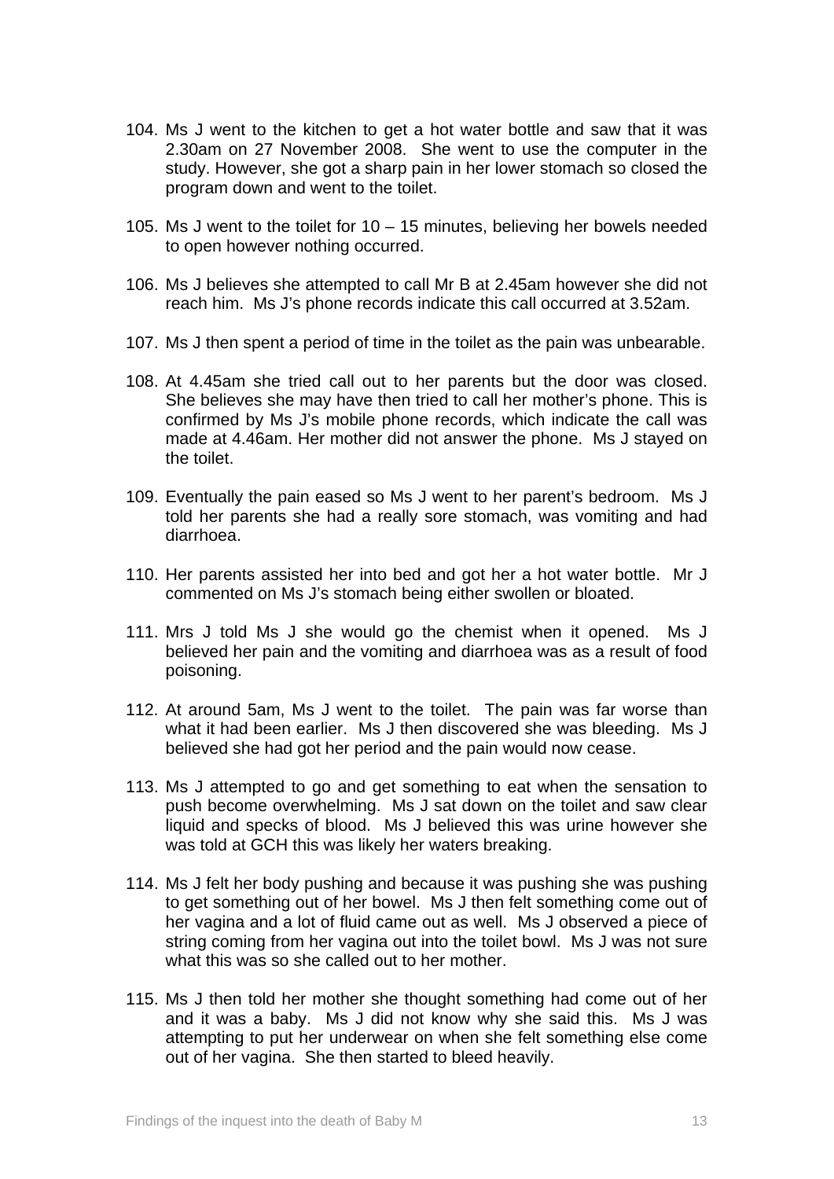104. Ms J went to the kitchen to get a hot water bottle and saw that it was 2.30am on 27 November 2008. She went to use the computer in the study. However, she got a sharp pain in her lower stomach so closed the program down and went to the toilet.

105. Ms J went to the toilet for 10 – 15 minutes, believing her bowels needed to open however nothing occurred.

106. Ms J believes she attempted to call Mr B at 2.45am however she did not reach him. Ms J's phone records indicate this call occurred at 3.52am.

107. Ms J then spent a period of time in the toilet as the pain was unbearable.

108. At 4.45am she tried call out to her parents but the door was closed. She believes she may have then tried to call her mother's phone. This is confirmed by Ms J's mobile phone records, which indicate the call was made at 4.46am. Her mother did not answer the phone. Ms J stayed on the toilet.

109. Eventually the pain eased so Ms J went to her parent's bedroom. Ms J told her parents she had a really sore stomach, was vomiting and had diarrhoea.

110. Her parents assisted her into bed and got her a hot water bottle. Mr J commented on Ms J's stomach being either swollen or bloated.

111. Mrs J told Ms J she would go the chemist when it opened. Ms J believed her pain and the vomiting and diarrhoea was as a result of food poisoning.

112. At around 5am, Ms J went to the toilet. The pain was far worse than what it had been earlier. Ms J then discovered she was bleeding. Ms J believed she had got her period and the pain would now cease.

113. Ms J attempted to go and get something to eat when the sensation to push become overwhelming. Ms J sat down on the toilet and saw clear liquid and specks of blood. Ms J believed this was urine however she was told at GCH this was likely her waters breaking.

114. Ms J felt her body pushing and because it was pushing she was pushing to get something out of her bowel. Ms J then felt something come out of her vagina and a lot of fluid came out as well. Ms J observed a piece of string coming from her vagina out into the toilet bowl. Ms J was not sure what this was so she called out to her mother.

115. Ms J then told her mother she thought something had come out of her and it was a baby. Ms J did not know why she said this. Ms J was attempting to put her underwear on when she felt something else come out of her vagina. She then started to bleed heavily.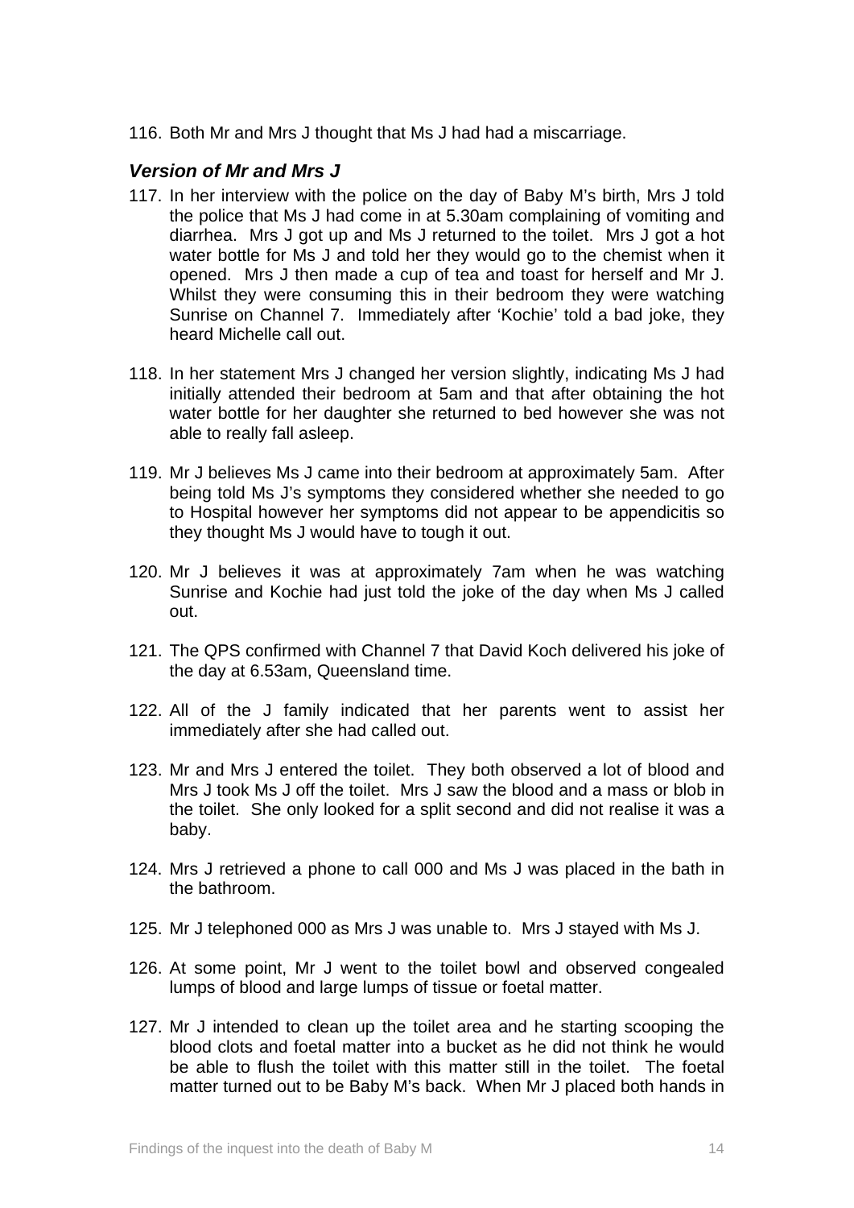116. Both Mr and Mrs J thought that Ms J had had a miscarriage.

### *Version of Mr and Mrs J*

117. In her interview with the police on the day of Baby M's birth, Mrs J told the police that Ms J had come in at 5.30am complaining of vomiting and diarrhea. Mrs J got up and Ms J returned to the toilet. Mrs J got a hot water bottle for Ms J and told her they would go to the chemist when it opened. Mrs J then made a cup of tea and toast for herself and Mr J. Whilst they were consuming this in their bedroom they were watching Sunrise on Channel 7. Immediately after 'Kochie' told a bad joke, they heard Michelle call out.

118. In her statement Mrs J changed her version slightly, indicating Ms J had initially attended their bedroom at 5am and that after obtaining the hot water bottle for her daughter she returned to bed however she was not able to really fall asleep.

119. Mr J believes Ms J came into their bedroom at approximately 5am. After being told Ms J's symptoms they considered whether she needed to go to Hospital however her symptoms did not appear to be appendicitis so they thought Ms J would have to tough it out.

120. Mr J believes it was at approximately 7am when he was watching Sunrise and Kochie had just told the joke of the day when Ms J called out.

121. The QPS confirmed with Channel 7 that David Koch delivered his joke of the day at 6.53am, Queensland time.

122. All of the J family indicated that her parents went to assist her immediately after she had called out.

123. Mr and Mrs J entered the toilet. They both observed a lot of blood and Mrs J took Ms J off the toilet. Mrs J saw the blood and a mass or blob in the toilet. She only looked for a split second and did not realise it was a baby.

124. Mrs J retrieved a phone to call 000 and Ms J was placed in the bath in the bathroom.

125. Mr J telephoned 000 as Mrs J was unable to. Mrs J stayed with Ms J.

126. At some point, Mr J went to the toilet bowl and observed congealed lumps of blood and large lumps of tissue or foetal matter.

127. Mr J intended to clean up the toilet area and he starting scooping the blood clots and foetal matter into a bucket as he did not think he would be able to flush the toilet with this matter still in the toilet. The foetal matter turned out to be Baby M's back. When Mr J placed both hands in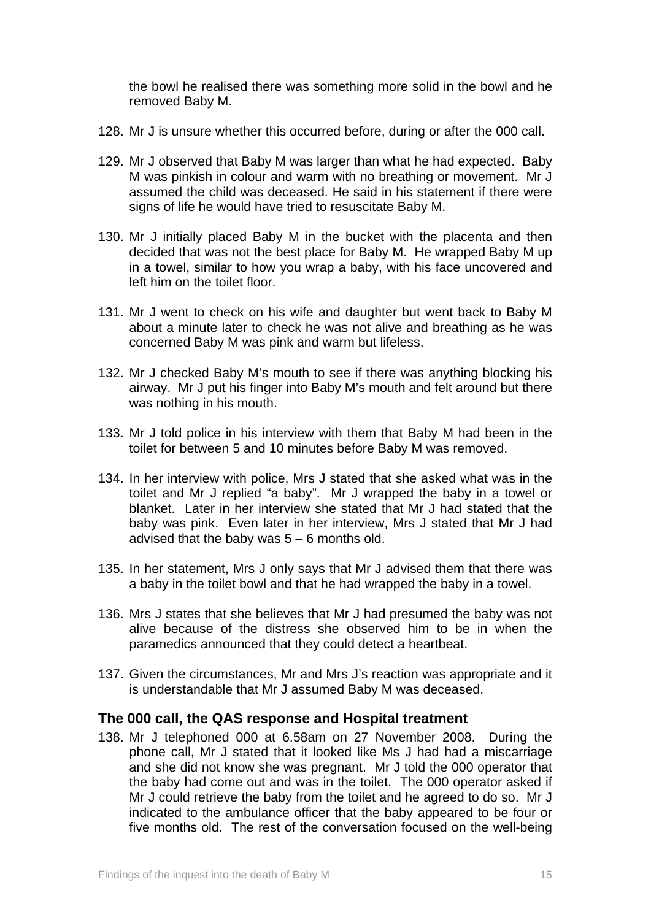the bowl he realised there was something more solid in the bowl and he removed Baby M.

128. Mr J is unsure whether this occurred before, during or after the 000 call.

129. Mr J observed that Baby M was larger than what he had expected. Baby M was pinkish in colour and warm with no breathing or movement. Mr J assumed the child was deceased. He said in his statement if there were signs of life he would have tried to resuscitate Baby M.

130. Mr J initially placed Baby M in the bucket with the placenta and then decided that was not the best place for Baby M. He wrapped Baby M up in a towel, similar to how you wrap a baby, with his face uncovered and left him on the toilet floor.

131. Mr J went to check on his wife and daughter but went back to Baby M about a minute later to check he was not alive and breathing as he was concerned Baby M was pink and warm but lifeless.

132. Mr J checked Baby M's mouth to see if there was anything blocking his airway. Mr J put his finger into Baby M's mouth and felt around but there was nothing in his mouth.

133. Mr J told police in his interview with them that Baby M had been in the toilet for between 5 and 10 minutes before Baby M was removed.

134. In her interview with police, Mrs J stated that she asked what was in the toilet and Mr J replied "a baby". Mr J wrapped the baby in a towel or blanket. Later in her interview she stated that Mr J had stated that the baby was pink. Even later in her interview, Mrs J stated that Mr J had advised that the baby was 5 – 6 months old.

135. In her statement, Mrs J only says that Mr J advised them that there was a baby in the toilet bowl and that he had wrapped the baby in a towel.

136. Mrs J states that she believes that Mr J had presumed the baby was not alive because of the distress she observed him to be in when the paramedics announced that they could detect a heartbeat.

137. Given the circumstances, Mr and Mrs J's reaction was appropriate and it is understandable that Mr J assumed Baby M was deceased.

### The 000 call, the QAS response and Hospital treatment

138. Mr J telephoned 000 at 6.58am on 27 November 2008. During the phone call, Mr J stated that it looked like Ms J had had a miscarriage and she did not know she was pregnant. Mr J told the 000 operator that the baby had come out and was in the toilet. The 000 operator asked if Mr J could retrieve the baby from the toilet and he agreed to do so. Mr J indicated to the ambulance officer that the baby appeared to be four or five months old. The rest of the conversation focused on the well-being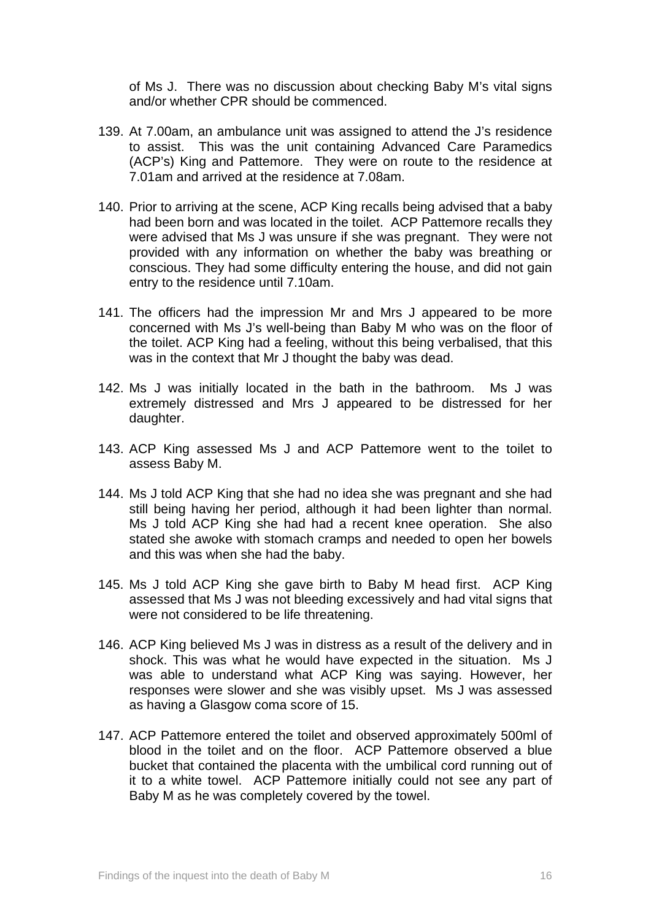of Ms J. There was no discussion about checking Baby M's vital signs and/or whether CPR should be commenced.

139. At 7.00am, an ambulance unit was assigned to attend the J's residence to assist. This was the unit containing Advanced Care Paramedics (ACP's) King and Pattemore. They were on route to the residence at 7.01am and arrived at the residence at 7.08am.

140. Prior to arriving at the scene, ACP King recalls being advised that a baby had been born and was located in the toilet. ACP Pattemore recalls they were advised that Ms J was unsure if she was pregnant. They were not provided with any information on whether the baby was breathing or conscious. They had some difficulty entering the house, and did not gain entry to the residence until 7.10am.

141. The officers had the impression Mr and Mrs J appeared to be more concerned with Ms J's well-being than Baby M who was on the floor of the toilet. ACP King had a feeling, without this being verbalised, that this was in the context that Mr J thought the baby was dead.

142. Ms J was initially located in the bath in the bathroom. Ms J was extremely distressed and Mrs J appeared to be distressed for her daughter.

143. ACP King assessed Ms J and ACP Pattemore went to the toilet to assess Baby M.

144. Ms J told ACP King that she had no idea she was pregnant and she had still being having her period, although it had been lighter than normal. Ms J told ACP King she had had a recent knee operation. She also stated she awoke with stomach cramps and needed to open her bowels and this was when she had the baby.

145. Ms J told ACP King she gave birth to Baby M head first. ACP King assessed that Ms J was not bleeding excessively and had vital signs that were not considered to be life threatening.

146. ACP King believed Ms J was in distress as a result of the delivery and in shock. This was what he would have expected in the situation. Ms J was able to understand what ACP King was saying. However, her responses were slower and she was visibly upset. Ms J was assessed as having a Glasgow coma score of 15.

147. ACP Pattemore entered the toilet and observed approximately 500ml of blood in the toilet and on the floor. ACP Pattemore observed a blue bucket that contained the placenta with the umbilical cord running out of it to a white towel. ACP Pattemore initially could not see any part of Baby M as he was completely covered by the towel.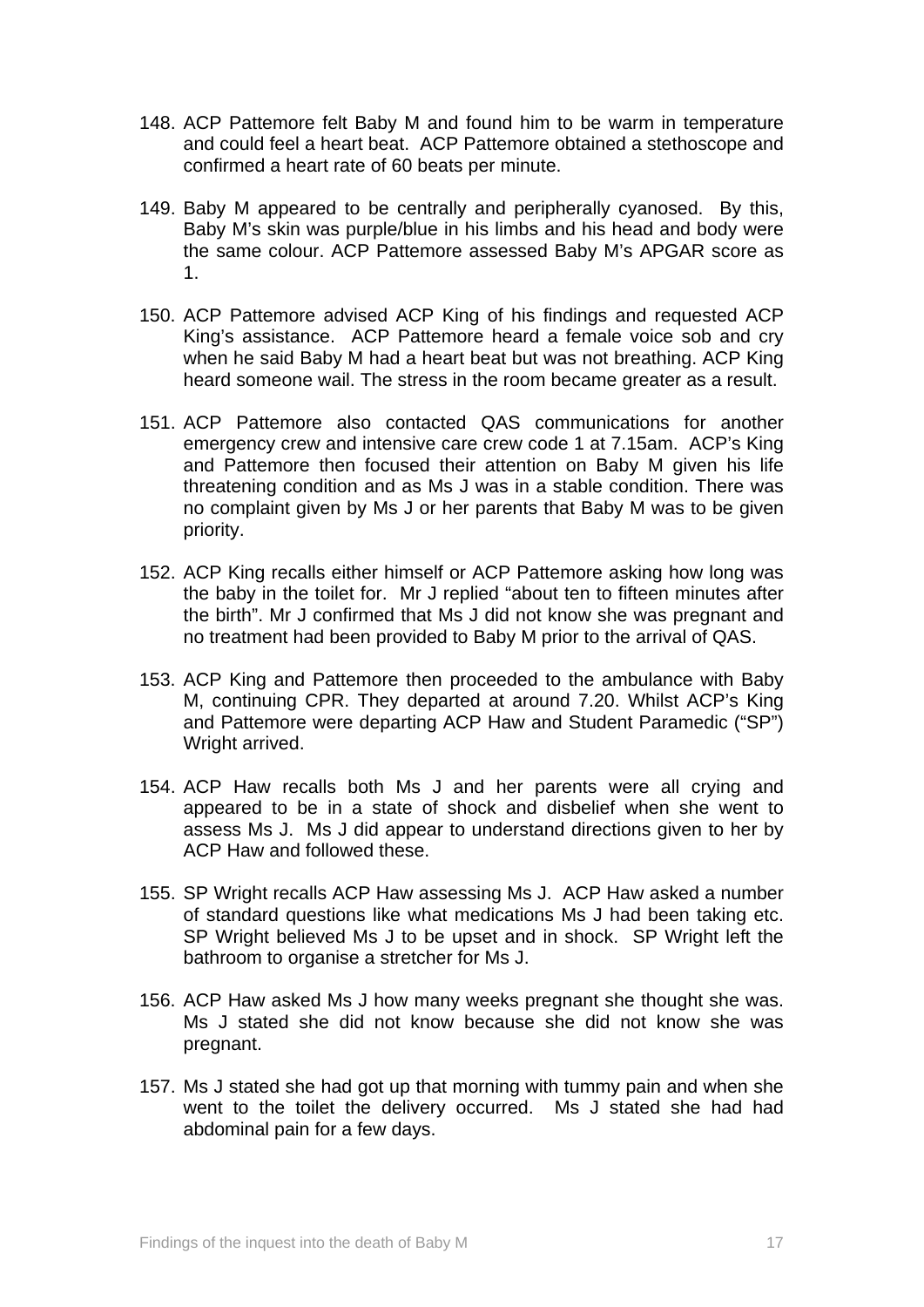148. ACP Pattemore felt Baby M and found him to be warm in temperature and could feel a heart beat. ACP Pattemore obtained a stethoscope and confirmed a heart rate of 60 beats per minute.

149. Baby M appeared to be centrally and peripherally cyanosed. By this, Baby M's skin was purple/blue in his limbs and his head and body were the same colour. ACP Pattemore assessed Baby M's APGAR score as 1.

150. ACP Pattemore advised ACP King of his findings and requested ACP King's assistance. ACP Pattemore heard a female voice sob and cry when he said Baby M had a heart beat but was not breathing. ACP King heard someone wail. The stress in the room became greater as a result.

151. ACP Pattemore also contacted QAS communications for another emergency crew and intensive care crew code 1 at 7.15am. ACP's King and Pattemore then focused their attention on Baby M given his life threatening condition and as Ms J was in a stable condition. There was no complaint given by Ms J or her parents that Baby M was to be given priority.

152. ACP King recalls either himself or ACP Pattemore asking how long was the baby in the toilet for. Mr J replied "about ten to fifteen minutes after the birth". Mr J confirmed that Ms J did not know she was pregnant and no treatment had been provided to Baby M prior to the arrival of QAS.

153. ACP King and Pattemore then proceeded to the ambulance with Baby M, continuing CPR. They departed at around 7.20. Whilst ACP's King and Pattemore were departing ACP Haw and Student Paramedic ("SP") Wright arrived.

154. ACP Haw recalls both Ms J and her parents were all crying and appeared to be in a state of shock and disbelief when she went to assess Ms J. Ms J did appear to understand directions given to her by ACP Haw and followed these.

155. SP Wright recalls ACP Haw assessing Ms J. ACP Haw asked a number of standard questions like what medications Ms J had been taking etc. SP Wright believed Ms J to be upset and in shock. SP Wright left the bathroom to organise a stretcher for Ms J.

156. ACP Haw asked Ms J how many weeks pregnant she thought she was. Ms J stated she did not know because she did not know she was pregnant.

157. Ms J stated she had got up that morning with tummy pain and when she went to the toilet the delivery occurred. Ms J stated she had had abdominal pain for a few days.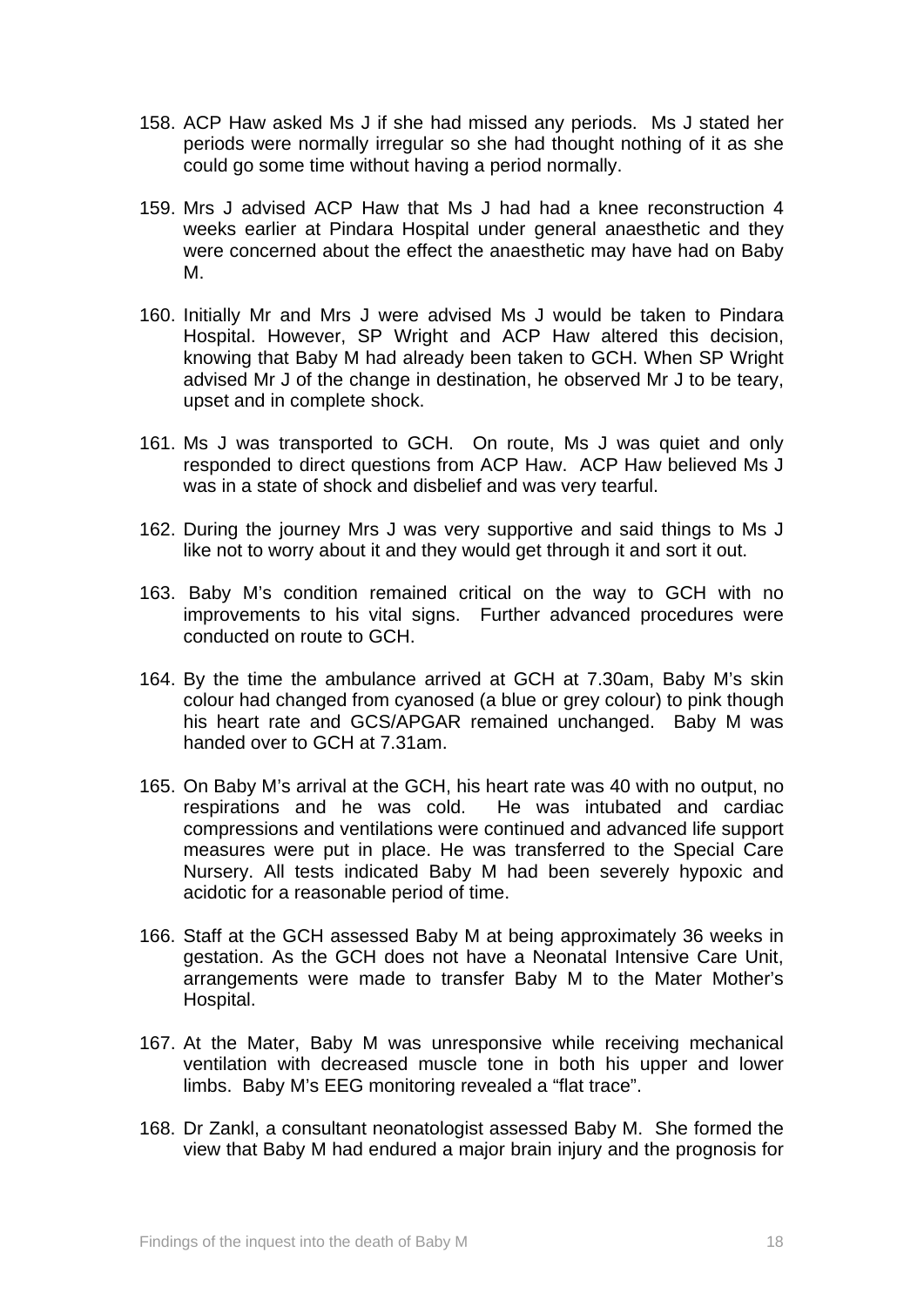158. ACP Haw asked Ms J if she had missed any periods. Ms J stated her periods were normally irregular so she had thought nothing of it as she could go some time without having a period normally.

159. Mrs J advised ACP Haw that Ms J had had a knee reconstruction 4 weeks earlier at Pindara Hospital under general anaesthetic and they were concerned about the effect the anaesthetic may have had on Baby M.

160. Initially Mr and Mrs J were advised Ms J would be taken to Pindara Hospital. However, SP Wright and ACP Haw altered this decision, knowing that Baby M had already been taken to GCH. When SP Wright advised Mr J of the change in destination, he observed Mr J to be teary, upset and in complete shock.

161. Ms J was transported to GCH. On route, Ms J was quiet and only responded to direct questions from ACP Haw. ACP Haw believed Ms J was in a state of shock and disbelief and was very tearful.

162. During the journey Mrs J was very supportive and said things to Ms J like not to worry about it and they would get through it and sort it out.

163. Baby M's condition remained critical on the way to GCH with no improvements to his vital signs. Further advanced procedures were conducted on route to GCH.

164. By the time the ambulance arrived at GCH at 7.30am, Baby M's skin colour had changed from cyanosed (a blue or grey colour) to pink though his heart rate and GCS/APGAR remained unchanged. Baby M was handed over to GCH at 7.31am.

165. On Baby M's arrival at the GCH, his heart rate was 40 with no output, no respirations and he was cold. He was intubated and cardiac compressions and ventilations were continued and advanced life support measures were put in place. He was transferred to the Special Care Nursery. All tests indicated Baby M had been severely hypoxic and acidotic for a reasonable period of time.

166. Staff at the GCH assessed Baby M at being approximately 36 weeks in gestation. As the GCH does not have a Neonatal Intensive Care Unit, arrangements were made to transfer Baby M to the Mater Mother's Hospital.

167. At the Mater, Baby M was unresponsive while receiving mechanical ventilation with decreased muscle tone in both his upper and lower limbs. Baby M's EEG monitoring revealed a "flat trace".

168. Dr Zankl, a consultant neonatologist assessed Baby M. She formed the view that Baby M had endured a major brain injury and the prognosis for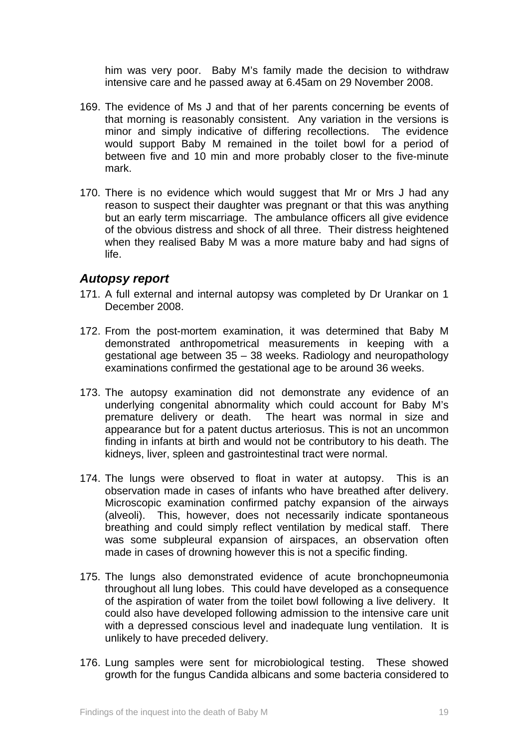him was very poor. Baby M's family made the decision to withdraw intensive care and he passed away at 6.45am on 29 November 2008.

169. The evidence of Ms J and that of her parents concerning be events of that morning is reasonably consistent. Any variation in the versions is minor and simply indicative of differing recollections. The evidence would support Baby M remained in the toilet bowl for a period of between five and 10 min and more probably closer to the five-minute mark.

170. There is no evidence which would suggest that Mr or Mrs J had any reason to suspect their daughter was pregnant or that this was anything but an early term miscarriage. The ambulance officers all give evidence of the obvious distress and shock of all three. Their distress heightened when they realised Baby M was a more mature baby and had signs of life.

### *Autopsy report*

171. A full external and internal autopsy was completed by Dr Urankar on 1 December 2008.

172. From the post-mortem examination, it was determined that Baby M demonstrated anthropometrical measurements in keeping with a gestational age between 35 – 38 weeks. Radiology and neuropathology examinations confirmed the gestational age to be around 36 weeks.

173. The autopsy examination did not demonstrate any evidence of an underlying congenital abnormality which could account for Baby M's premature delivery or death. The heart was normal in size and appearance but for a patent ductus arteriosus. This is not an uncommon finding in infants at birth and would not be contributory to his death. The kidneys, liver, spleen and gastrointestinal tract were normal.

174. The lungs were observed to float in water at autopsy. This is an observation made in cases of infants who have breathed after delivery. Microscopic examination confirmed patchy expansion of the airways (alveoli). This, however, does not necessarily indicate spontaneous breathing and could simply reflect ventilation by medical staff. There was some subpleural expansion of airspaces, an observation often made in cases of drowning however this is not a specific finding.

175. The lungs also demonstrated evidence of acute bronchopneumonia throughout all lung lobes. This could have developed as a consequence of the aspiration of water from the toilet bowl following a live delivery. It could also have developed following admission to the intensive care unit with a depressed conscious level and inadequate lung ventilation. It is unlikely to have preceded delivery.

176. Lung samples were sent for microbiological testing. These showed growth for the fungus Candida albicans and some bacteria considered to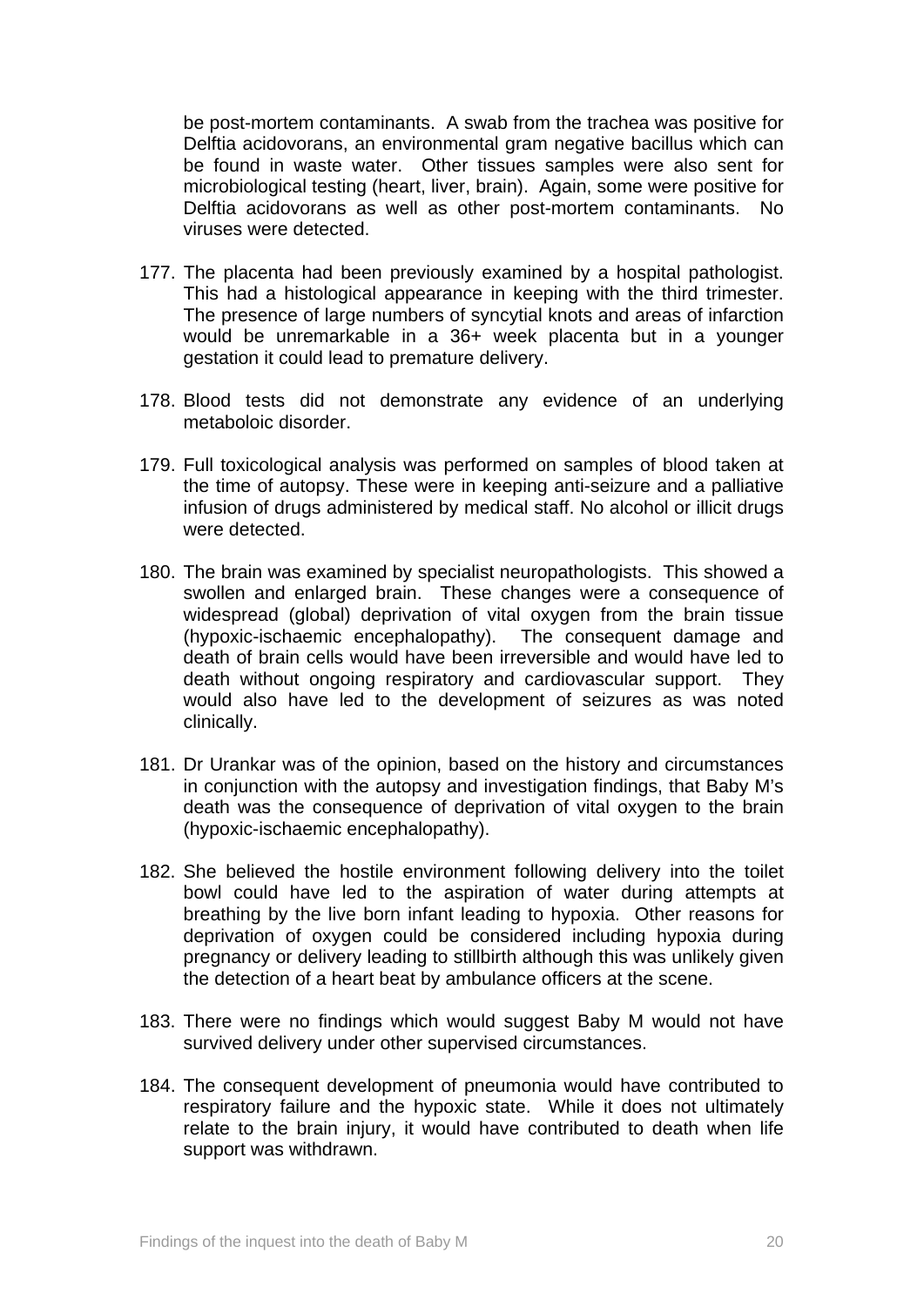be post-mortem contaminants. A swab from the trachea was positive for Delftia acidovorans, an environmental gram negative bacillus which can be found in waste water. Other tissues samples were also sent for microbiological testing (heart, liver, brain). Again, some were positive for Delftia acidovorans as well as other post-mortem contaminants. No viruses were detected.

177. The placenta had been previously examined by a hospital pathologist. This had a histological appearance in keeping with the third trimester. The presence of large numbers of syncytial knots and areas of infarction would be unremarkable in a 36+ week placenta but in a younger gestation it could lead to premature delivery.

178. Blood tests did not demonstrate any evidence of an underlying metaboloic disorder.

179. Full toxicological analysis was performed on samples of blood taken at the time of autopsy. These were in keeping anti-seizure and a palliative infusion of drugs administered by medical staff. No alcohol or illicit drugs were detected.

180. The brain was examined by specialist neuropathologists. This showed a swollen and enlarged brain. These changes were a consequence of widespread (global) deprivation of vital oxygen from the brain tissue (hypoxic-ischaemic encephalopathy). The consequent damage and death of brain cells would have been irreversible and would have led to death without ongoing respiratory and cardiovascular support. They would also have led to the development of seizures as was noted clinically.

181. Dr Urankar was of the opinion, based on the history and circumstances in conjunction with the autopsy and investigation findings, that Baby M's death was the consequence of deprivation of vital oxygen to the brain (hypoxic-ischaemic encephalopathy).

182. She believed the hostile environment following delivery into the toilet bowl could have led to the aspiration of water during attempts at breathing by the live born infant leading to hypoxia. Other reasons for deprivation of oxygen could be considered including hypoxia during pregnancy or delivery leading to stillbirth although this was unlikely given the detection of a heart beat by ambulance officers at the scene.

183. There were no findings which would suggest Baby M would not have survived delivery under other supervised circumstances.

184. The consequent development of pneumonia would have contributed to respiratory failure and the hypoxic state. While it does not ultimately relate to the brain injury, it would have contributed to death when life support was withdrawn.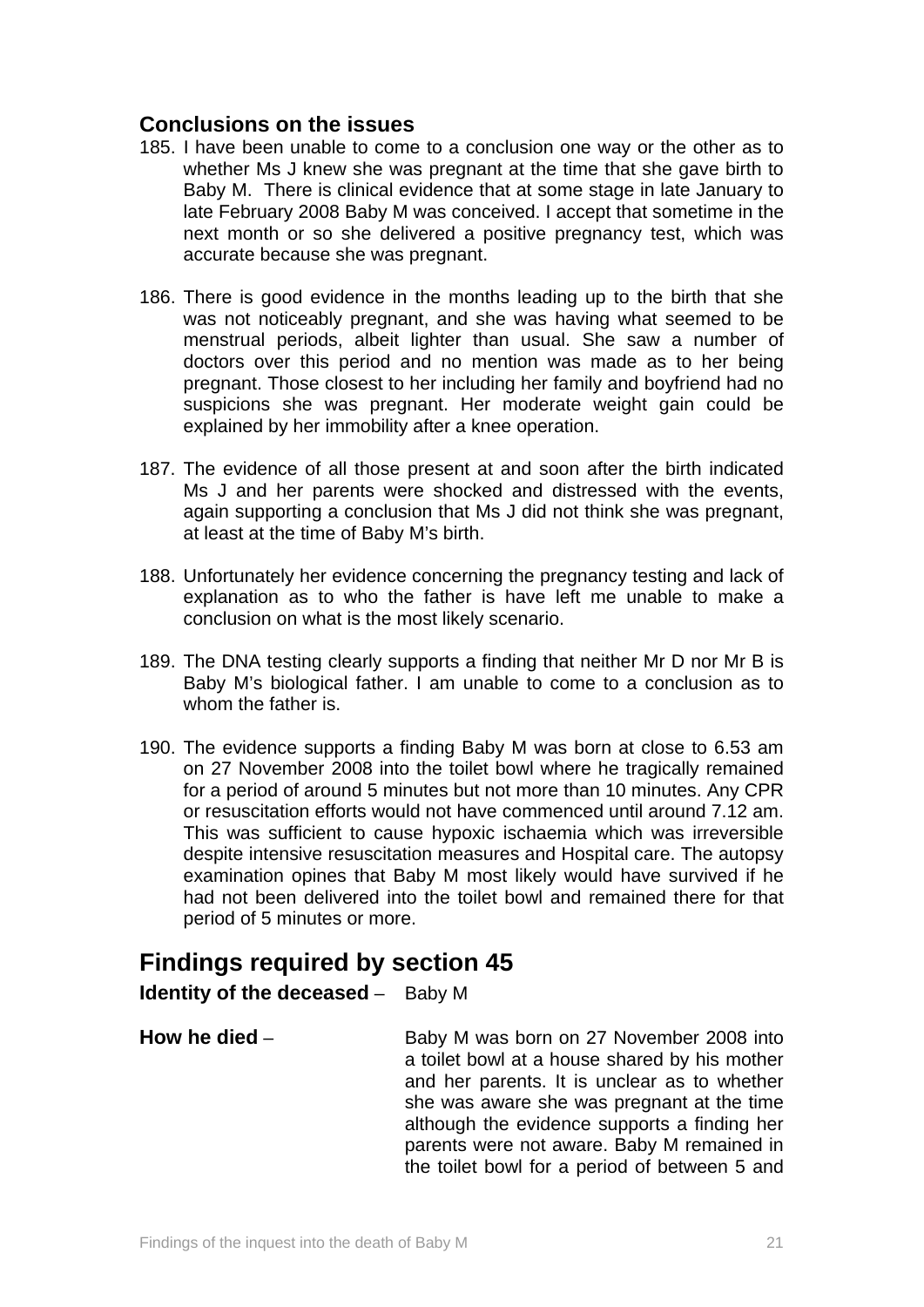### Conclusions on the issues

185. I have been unable to come to a conclusion one way or the other as to whether Ms J knew she was pregnant at the time that she gave birth to Baby M. There is clinical evidence that at some stage in late January to late February 2008 Baby M was conceived. I accept that sometime in the next month or so she delivered a positive pregnancy test, which was accurate because she was pregnant.

186. There is good evidence in the months leading up to the birth that she was not noticeably pregnant, and she was having what seemed to be menstrual periods, albeit lighter than usual. She saw a number of doctors over this period and no mention was made as to her being pregnant. Those closest to her including her family and boyfriend had no suspicions she was pregnant. Her moderate weight gain could be explained by her immobility after a knee operation.

187. The evidence of all those present at and soon after the birth indicated Ms J and her parents were shocked and distressed with the events, again supporting a conclusion that Ms J did not think she was pregnant, at least at the time of Baby M's birth.

188. Unfortunately her evidence concerning the pregnancy testing and lack of explanation as to who the father is have left me unable to make a conclusion on what is the most likely scenario.

189. The DNA testing clearly supports a finding that neither Mr D nor Mr B is Baby M's biological father. I am unable to come to a conclusion as to whom the father is.

190. The evidence supports a finding Baby M was born at close to 6.53 am on 27 November 2008 into the toilet bowl where he tragically remained for a period of around 5 minutes but not more than 10 minutes. Any CPR or resuscitation efforts would not have commenced until around 7.12 am. This was sufficient to cause hypoxic ischaemia which was irreversible despite intensive resuscitation measures and Hospital care. The autopsy examination opines that Baby M most likely would have survived if he had not been delivered into the toilet bowl and remained there for that period of 5 minutes or more.

## Findings required by section 45

**Identity of the deceased** – Baby M

**How he died** – Baby M was born on 27 November 2008 into a toilet bowl at a house shared by his mother and her parents. It is unclear as to whether she was aware she was pregnant at the time although the evidence supports a finding her parents were not aware. Baby M remained in the toilet bowl for a period of between 5 and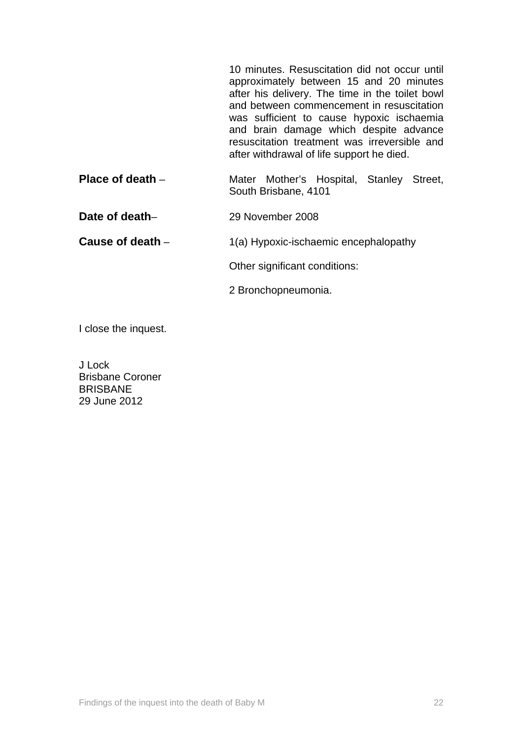10 minutes. Resuscitation did not occur until approximately between 15 and 20 minutes after his delivery. The time in the toilet bowl and between commencement in resuscitation was sufficient to cause hypoxic ischaemia and brain damage which despite advance resuscitation treatment was irreversible and after withdrawal of life support he died.

**Place of death** – Mater Mother's Hospital, Stanley Street, South Brisbane, 4101

**Date of death**– 29 November 2008

**Cause of death** – 1(a) Hypoxic-ischaemic encephalopathy

Other significant conditions:

2 Bronchopneumonia.

I close the inquest.

J Lock
Brisbane Coroner
BRISBANE
29 June 2012